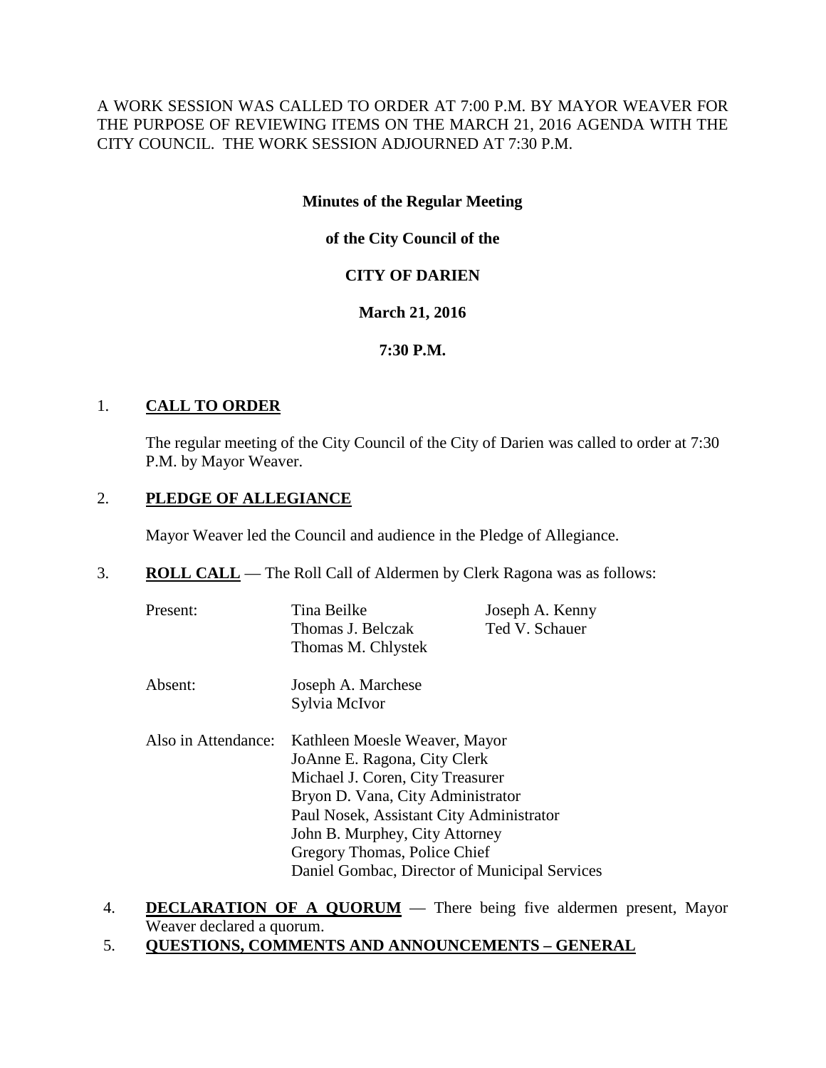A WORK SESSION WAS CALLED TO ORDER AT 7:00 P.M. BY MAYOR WEAVER FOR THE PURPOSE OF REVIEWING ITEMS ON THE MARCH 21, 2016 AGENDA WITH THE CITY COUNCIL. THE WORK SESSION ADJOURNED AT 7:30 P.M.

**Minutes of the Regular Meeting**

**of the City Council of the**

**CITY OF DARIEN**

**March 21, 2016**

**7:30 P.M.**

1. **CALL TO ORDER**

   The regular meeting of the City Council of the City of Darien was called to order at 7:30 P.M. by Mayor Weaver.

2. **PLEDGE OF ALLEGIANCE**

   Mayor Weaver led the Council and audience in the Pledge of Allegiance.

3. **ROLL CALL** — The Roll Call of Aldermen by Clerk Ragona was as follows:

   Present: Tina Beilke, Joseph A. Kenny, Thomas J. Belczak, Ted V. Schauer, Thomas M. Chlystek

   Absent: Joseph A. Marchese, Sylvia McIvor

   Also in Attendance:
   Kathleen Moesle Weaver, Mayor
   JoAnne E. Ragona, City Clerk
   Michael J. Coren, City Treasurer
   Bryon D. Vana, City Administrator
   Paul Nosek, Assistant City Administrator
   John B. Murphey, City Attorney
   Gregory Thomas, Police Chief
   Daniel Gombac, Director of Municipal Services

4. **DECLARATION OF A QUORUM** — There being five aldermen present, Mayor Weaver declared a quorum.

5. **QUESTIONS, COMMENTS AND ANNOUNCEMENTS – GENERAL**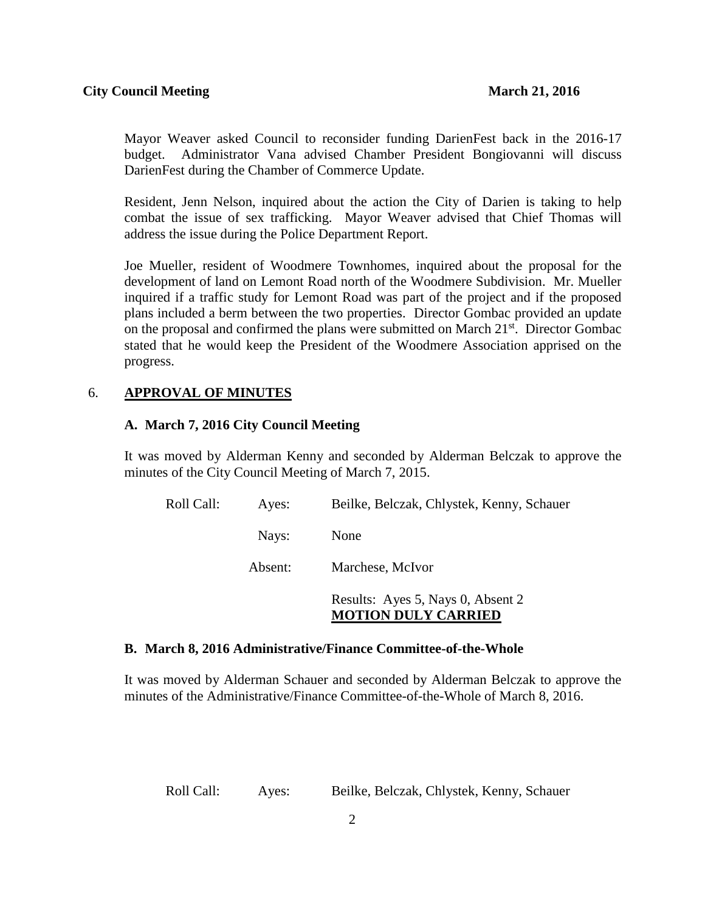Mayor Weaver asked Council to reconsider funding DarienFest back in the 2016-17 budget. Administrator Vana advised Chamber President Bongiovanni will discuss DarienFest during the Chamber of Commerce Update.

Resident, Jenn Nelson, inquired about the action the City of Darien is taking to help combat the issue of sex trafficking. Mayor Weaver advised that Chief Thomas will address the issue during the Police Department Report.

Joe Mueller, resident of Woodmere Townhomes, inquired about the proposal for the development of land on Lemont Road north of the Woodmere Subdivision. Mr. Mueller inquired if a traffic study for Lemont Road was part of the project and if the proposed plans included a berm between the two properties. Director Gombac provided an update on the proposal and confirmed the plans were submitted on March 21st. Director Gombac stated that he would keep the President of the Woodmere Association apprised on the progress.

## 6. APPROVAL OF MINUTES

### A. March 7, 2016 City Council Meeting

It was moved by Alderman Kenny and seconded by Alderman Belczak to approve the minutes of the City Council Meeting of March 7, 2015.

| | | |
|---|---|---|
| Roll Call: | Ayes: | Beilke, Belczak, Chlystek, Kenny, Schauer |
| | Nays: | None |
| | Absent: | Marchese, McIvor |
| | | Results: Ayes 5, Nays 0, Absent 2 **MOTION DULY CARRIED** |

### B. March 8, 2016 Administrative/Finance Committee-of-the-Whole

It was moved by Alderman Schauer and seconded by Alderman Belczak to approve the minutes of the Administrative/Finance Committee-of-the-Whole of March 8, 2016.

| | | |
|---|---|---|
| Roll Call: | Ayes: | Beilke, Belczak, Chlystek, Kenny, Schauer |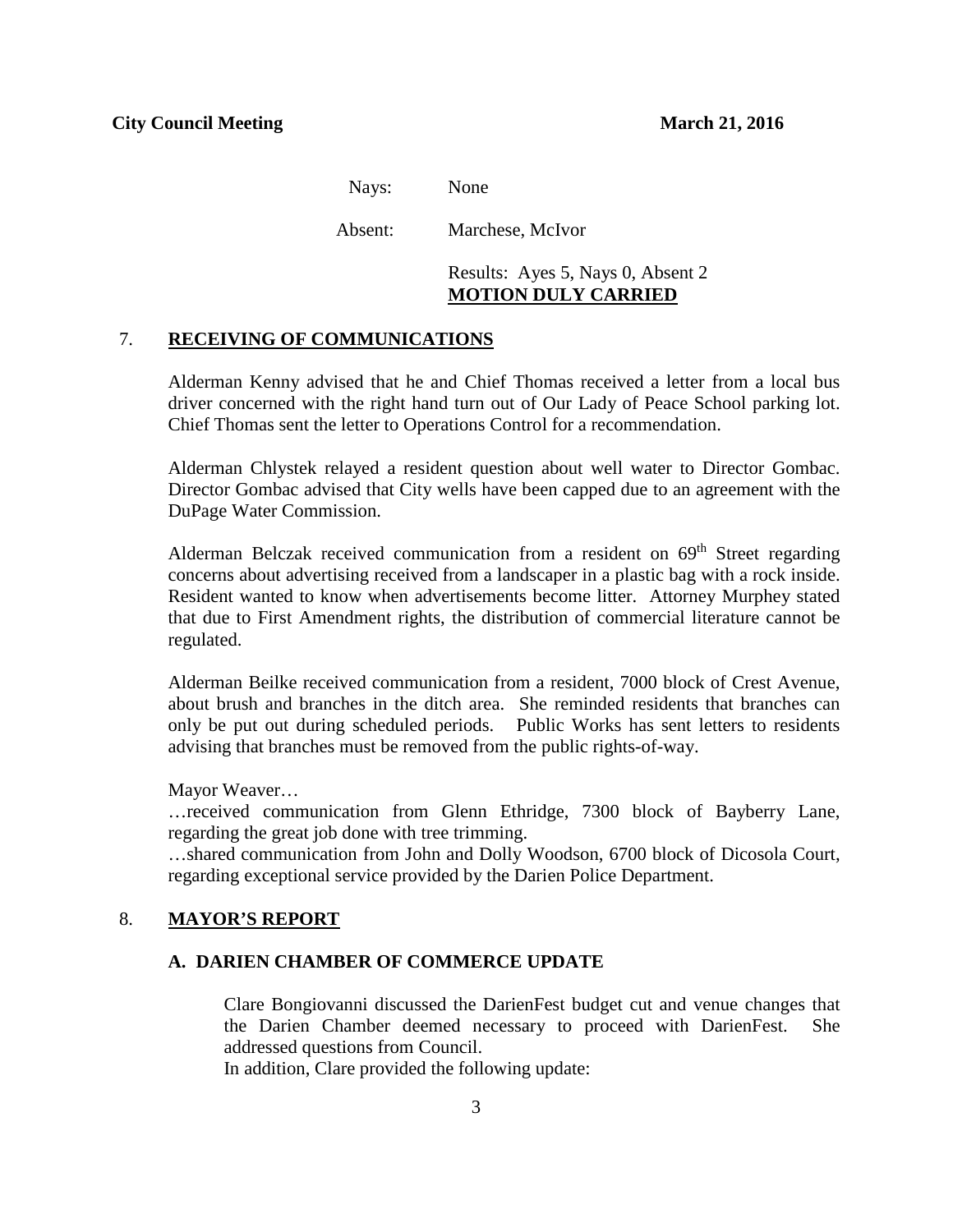Nays: None

Absent: Marchese, McIvor

Results: Ayes 5, Nays 0, Absent 2
**MOTION DULY CARRIED**

## 7. RECEIVING OF COMMUNICATIONS

Alderman Kenny advised that he and Chief Thomas received a letter from a local bus driver concerned with the right hand turn out of Our Lady of Peace School parking lot. Chief Thomas sent the letter to Operations Control for a recommendation.

Alderman Chlystek relayed a resident question about well water to Director Gombac. Director Gombac advised that City wells have been capped due to an agreement with the DuPage Water Commission.

Alderman Belczak received communication from a resident on 69th Street regarding concerns about advertising received from a landscaper in a plastic bag with a rock inside. Resident wanted to know when advertisements become litter. Attorney Murphey stated that due to First Amendment rights, the distribution of commercial literature cannot be regulated.

Alderman Beilke received communication from a resident, 7000 block of Crest Avenue, about brush and branches in the ditch area. She reminded residents that branches can only be put out during scheduled periods. Public Works has sent letters to residents advising that branches must be removed from the public rights-of-way.

Mayor Weaver…

…received communication from Glenn Ethridge, 7300 block of Bayberry Lane, regarding the great job done with tree trimming.

…shared communication from John and Dolly Woodson, 6700 block of Dicosola Court, regarding exceptional service provided by the Darien Police Department.

## 8. MAYOR'S REPORT

### A. DARIEN CHAMBER OF COMMERCE UPDATE

Clare Bongiovanni discussed the DarienFest budget cut and venue changes that the Darien Chamber deemed necessary to proceed with DarienFest. She addressed questions from Council.

In addition, Clare provided the following update: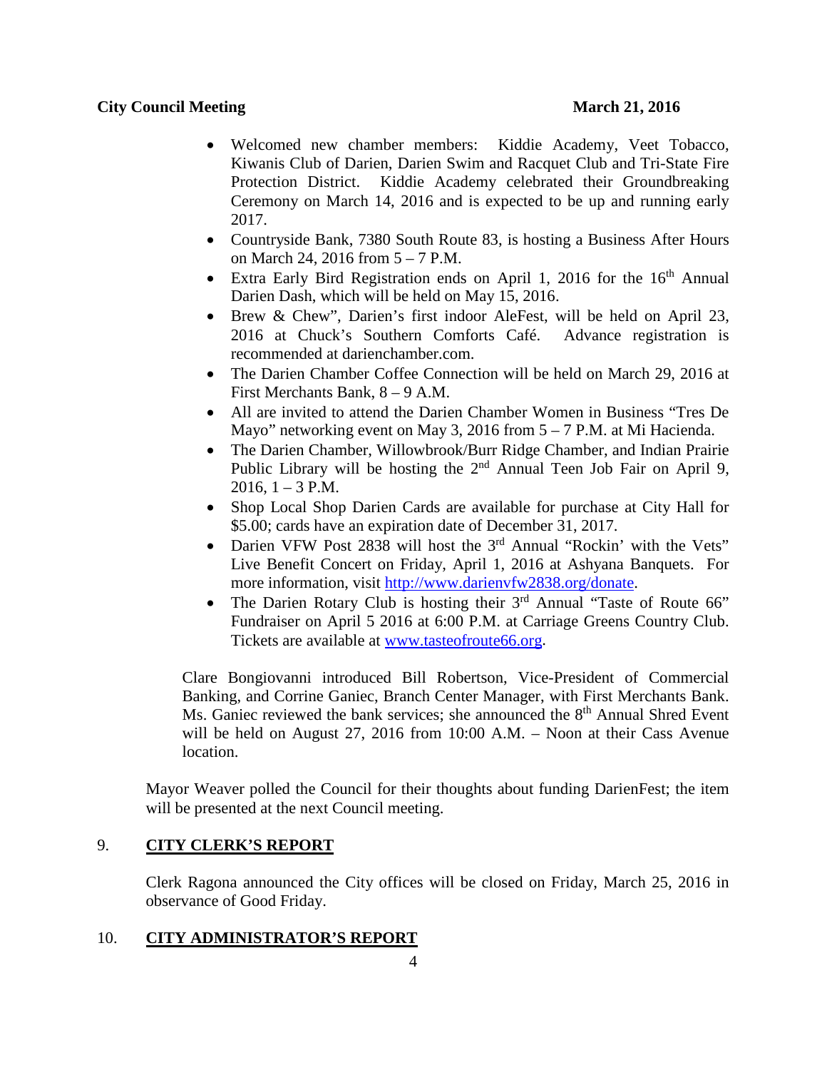- Welcomed new chamber members: Kiddie Academy, Veet Tobacco, Kiwanis Club of Darien, Darien Swim and Racquet Club and Tri-State Fire Protection District. Kiddie Academy celebrated their Groundbreaking Ceremony on March 14, 2016 and is expected to be up and running early 2017.
- Countryside Bank, 7380 South Route 83, is hosting a Business After Hours on March 24, 2016 from 5 – 7 P.M.
- Extra Early Bird Registration ends on April 1, 2016 for the 16th Annual Darien Dash, which will be held on May 15, 2016.
- Brew & Chew", Darien's first indoor AleFest, will be held on April 23, 2016 at Chuck's Southern Comforts Café. Advance registration is recommended at darienchamber.com.
- The Darien Chamber Coffee Connection will be held on March 29, 2016 at First Merchants Bank, 8 – 9 A.M.
- All are invited to attend the Darien Chamber Women in Business "Tres De Mayo" networking event on May 3, 2016 from 5 – 7 P.M. at Mi Hacienda.
- The Darien Chamber, Willowbrook/Burr Ridge Chamber, and Indian Prairie Public Library will be hosting the 2nd Annual Teen Job Fair on April 9, 2016, 1 – 3 P.M.
- Shop Local Shop Darien Cards are available for purchase at City Hall for $5.00; cards have an expiration date of December 31, 2017.
- Darien VFW Post 2838 will host the 3rd Annual "Rockin' with the Vets" Live Benefit Concert on Friday, April 1, 2016 at Ashyana Banquets. For more information, visit http://www.darienvfw2838.org/donate.
- The Darien Rotary Club is hosting their 3rd Annual "Taste of Route 66" Fundraiser on April 5 2016 at 6:00 P.M. at Carriage Greens Country Club. Tickets are available at www.tasteofroute66.org.

Clare Bongiovanni introduced Bill Robertson, Vice-President of Commercial Banking, and Corrine Ganiec, Branch Center Manager, with First Merchants Bank. Ms. Ganiec reviewed the bank services; she announced the 8th Annual Shred Event will be held on August 27, 2016 from 10:00 A.M. – Noon at their Cass Avenue location.

Mayor Weaver polled the Council for their thoughts about funding DarienFest; the item will be presented at the next Council meeting.

## 9. CITY CLERK'S REPORT

Clerk Ragona announced the City offices will be closed on Friday, March 25, 2016 in observance of Good Friday.

## 10. CITY ADMINISTRATOR'S REPORT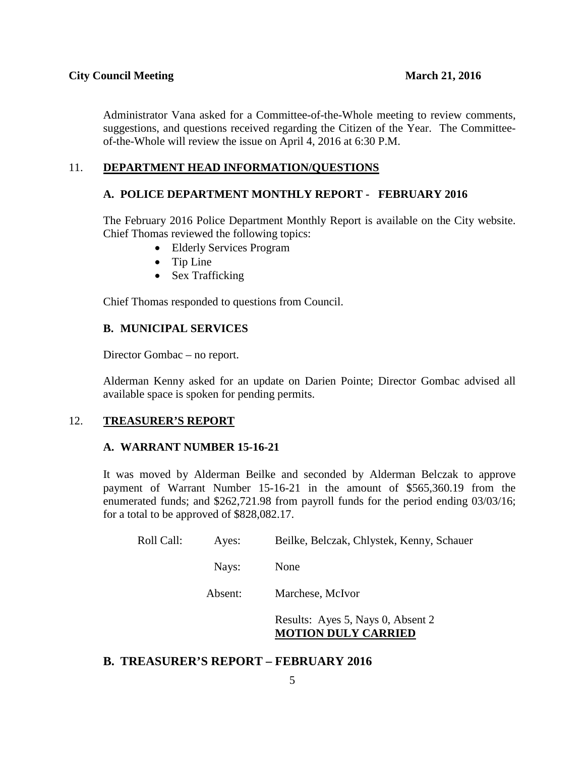Administrator Vana asked for a Committee-of-the-Whole meeting to review comments, suggestions, and questions received regarding the Citizen of the Year. The Committee-of-the-Whole will review the issue on April 4, 2016 at 6:30 P.M.

## 11. DEPARTMENT HEAD INFORMATION/QUESTIONS

### A. POLICE DEPARTMENT MONTHLY REPORT - FEBRUARY 2016

The February 2016 Police Department Monthly Report is available on the City website. Chief Thomas reviewed the following topics:

- Elderly Services Program
- Tip Line
- Sex Trafficking

Chief Thomas responded to questions from Council.

### B. MUNICIPAL SERVICES

Director Gombac – no report.

Alderman Kenny asked for an update on Darien Pointe; Director Gombac advised all available space is spoken for pending permits.

## 12. TREASURER'S REPORT

### A. WARRANT NUMBER 15-16-21

It was moved by Alderman Beilke and seconded by Alderman Belczak to approve payment of Warrant Number 15-16-21 in the amount of $565,360.19 from the enumerated funds; and $262,721.98 from payroll funds for the period ending 03/03/16; for a total to be approved of $828,082.17.

| Roll Call: | Ayes: | Beilke, Belczak, Chlystek, Kenny, Schauer |
|---|---|---|
| | Nays: | None |
| | Absent: | Marchese, McIvor |

Results: Ayes 5, Nays 0, Absent 2
**MOTION DULY CARRIED**

### B. TREASURER'S REPORT – FEBRUARY 2016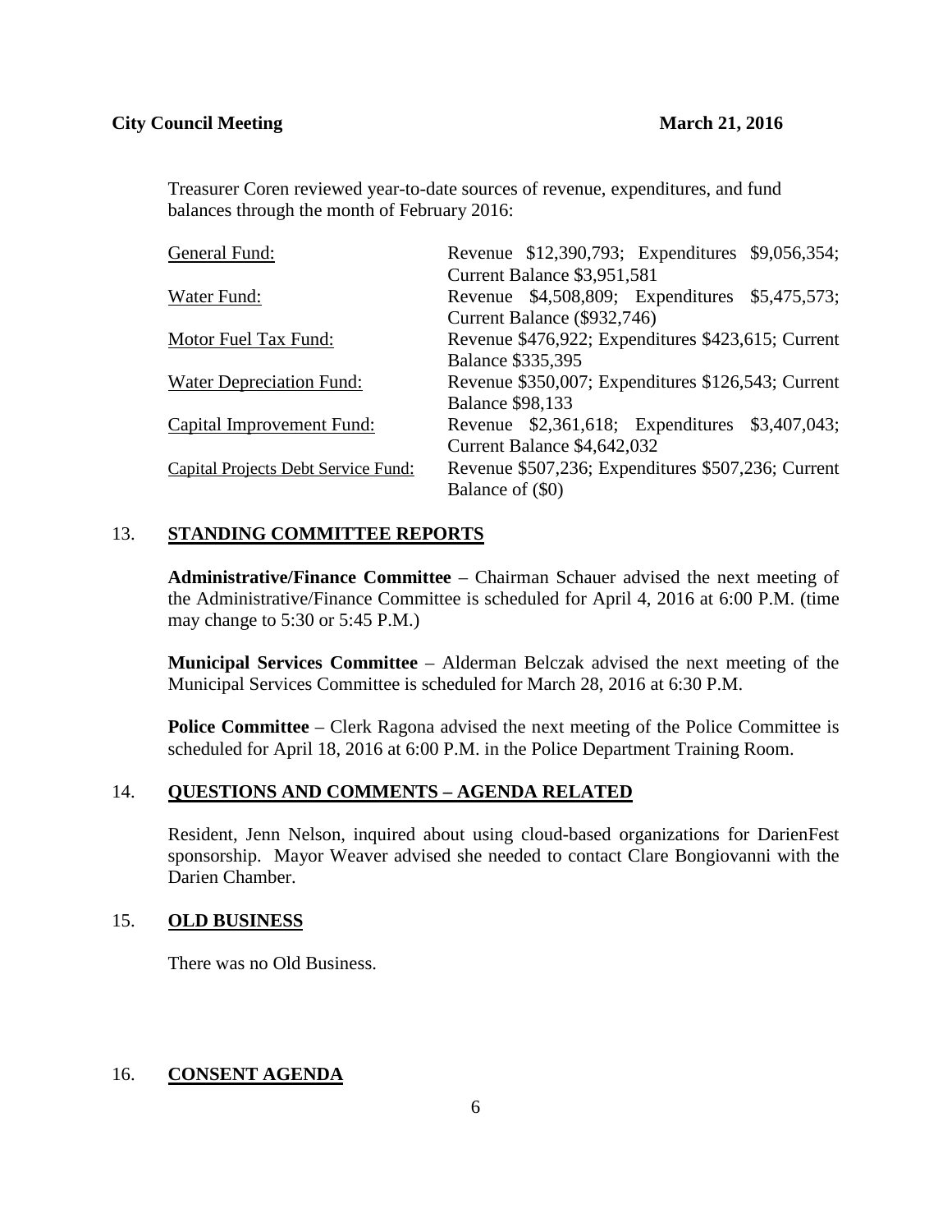Treasurer Coren reviewed year-to-date sources of revenue, expenditures, and fund balances through the month of February 2016:

| | |
|---|---|
| General Fund: | Revenue $12,390,793; Expenditures $9,056,354; Current Balance $3,951,581 |
| Water Fund: | Revenue $4,508,809; Expenditures $5,475,573; Current Balance ($932,746) |
| Motor Fuel Tax Fund: | Revenue $476,922; Expenditures $423,615; Current Balance $335,395 |
| Water Depreciation Fund: | Revenue $350,007; Expenditures $126,543; Current Balance $98,133 |
| Capital Improvement Fund: | Revenue $2,361,618; Expenditures $3,407,043; Current Balance $4,642,032 |
| Capital Projects Debt Service Fund: | Revenue $507,236; Expenditures $507,236; Current Balance of ($0) |

## 13. STANDING COMMITTEE REPORTS

**Administrative/Finance Committee** – Chairman Schauer advised the next meeting of the Administrative/Finance Committee is scheduled for April 4, 2016 at 6:00 P.M. (time may change to 5:30 or 5:45 P.M.)

**Municipal Services Committee** – Alderman Belczak advised the next meeting of the Municipal Services Committee is scheduled for March 28, 2016 at 6:30 P.M.

**Police Committee** – Clerk Ragona advised the next meeting of the Police Committee is scheduled for April 18, 2016 at 6:00 P.M. in the Police Department Training Room.

## 14. QUESTIONS AND COMMENTS – AGENDA RELATED

Resident, Jenn Nelson, inquired about using cloud-based organizations for DarienFest sponsorship. Mayor Weaver advised she needed to contact Clare Bongiovanni with the Darien Chamber.

## 15. OLD BUSINESS

There was no Old Business.

## 16. CONSENT AGENDA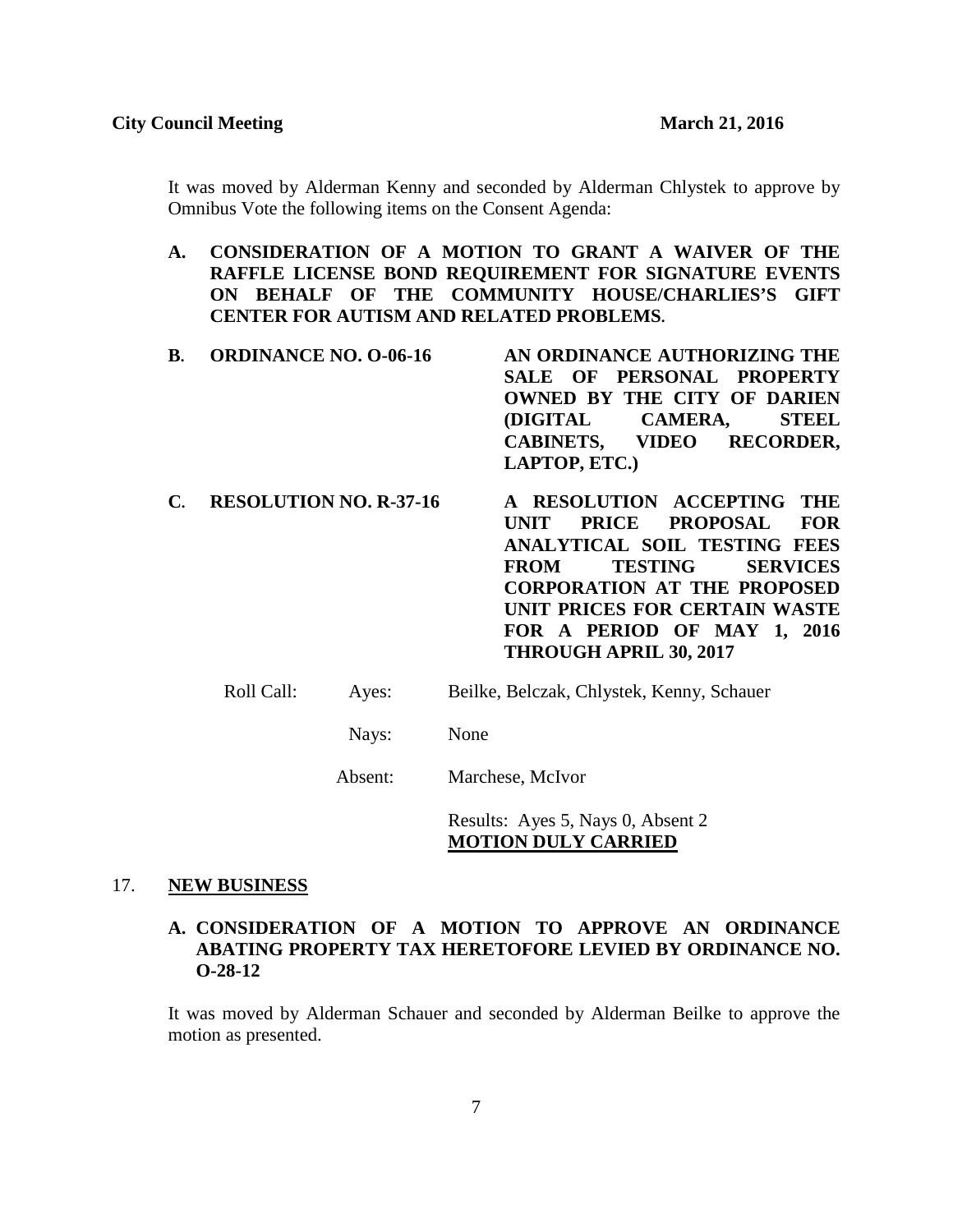It was moved by Alderman Kenny and seconded by Alderman Chlystek to approve by Omnibus Vote the following items on the Consent Agenda:

**A. CONSIDERATION OF A MOTION TO GRANT A WAIVER OF THE RAFFLE LICENSE BOND REQUIREMENT FOR SIGNATURE EVENTS ON BEHALF OF THE COMMUNITY HOUSE/CHARLIES'S GIFT CENTER FOR AUTISM AND RELATED PROBLEMS.**

**B. ORDINANCE NO. O-06-16** — **AN ORDINANCE AUTHORIZING THE SALE OF PERSONAL PROPERTY OWNED BY THE CITY OF DARIEN (DIGITAL CAMERA, STEEL CABINETS, VIDEO RECORDER, LAPTOP, ETC.)**

**C. RESOLUTION NO. R-37-16** — **A RESOLUTION ACCEPTING THE UNIT PRICE PROPOSAL FOR ANALYTICAL SOIL TESTING FEES FROM TESTING SERVICES CORPORATION AT THE PROPOSED UNIT PRICES FOR CERTAIN WASTE FOR A PERIOD OF MAY 1, 2016 THROUGH APRIL 30, 2017**

Roll Call: Ayes: Beilke, Belczak, Chlystek, Kenny, Schauer

Nays: None

Absent: Marchese, McIvor

Results: Ayes 5, Nays 0, Absent 2
**MOTION DULY CARRIED**

## 17. NEW BUSINESS

**A. CONSIDERATION OF A MOTION TO APPROVE AN ORDINANCE ABATING PROPERTY TAX HERETOFORE LEVIED BY ORDINANCE NO. O-28-12**

It was moved by Alderman Schauer and seconded by Alderman Beilke to approve the motion as presented.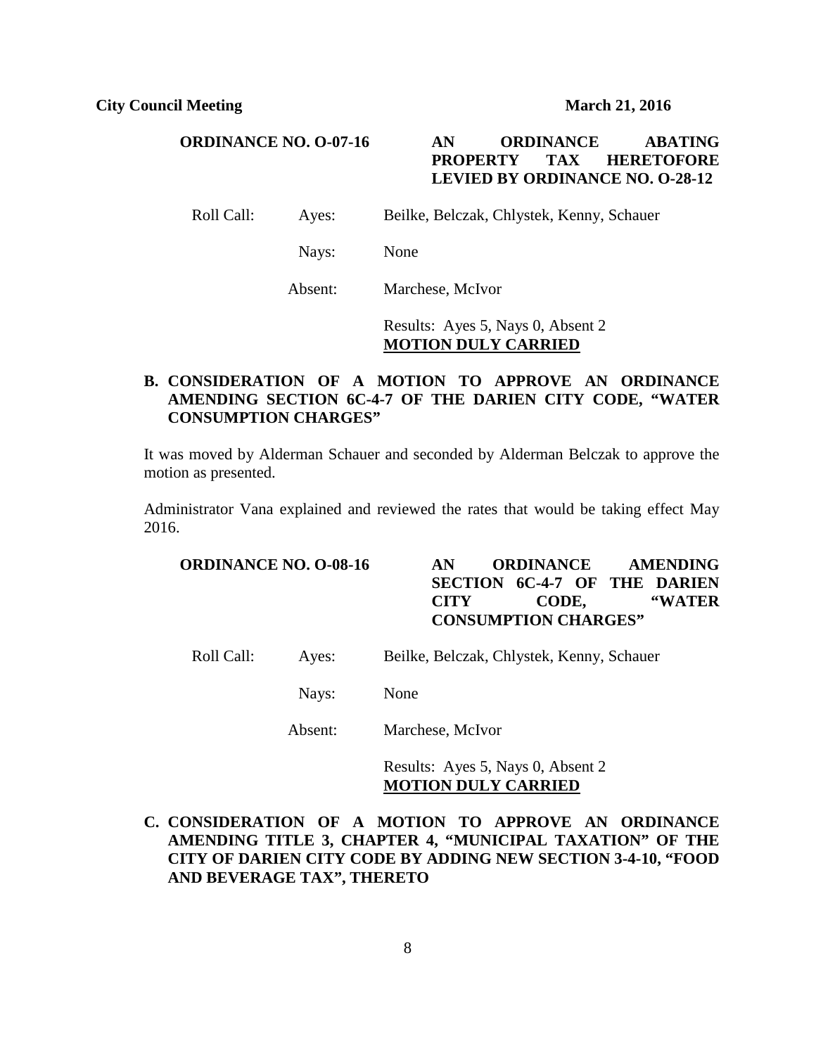| **ORDINANCE NO. O-07-16** | **AN ORDINANCE ABATING PROPERTY TAX HERETOFORE LEVIED BY ORDINANCE NO. O-28-12** |
|---|---|

| Roll Call: | Ayes: | Beilke, Belczak, Chlystek, Kenny, Schauer |
|---|---|---|
| | Nays: | None |
| | Absent: | Marchese, McIvor |
| | | Results: Ayes 5, Nays 0, Absent 2 **MOTION DULY CARRIED** |

**B. CONSIDERATION OF A MOTION TO APPROVE AN ORDINANCE AMENDING SECTION 6C-4-7 OF THE DARIEN CITY CODE, "WATER CONSUMPTION CHARGES"**

It was moved by Alderman Schauer and seconded by Alderman Belczak to approve the motion as presented.

Administrator Vana explained and reviewed the rates that would be taking effect May 2016.

| **ORDINANCE NO. O-08-16** | **AN ORDINANCE AMENDING SECTION 6C-4-7 OF THE DARIEN CITY CODE, "WATER CONSUMPTION CHARGES"** |
|---|---|

| Roll Call: | Ayes: | Beilke, Belczak, Chlystek, Kenny, Schauer |
|---|---|---|
| | Nays: | None |
| | Absent: | Marchese, McIvor |
| | | Results: Ayes 5, Nays 0, Absent 2 **MOTION DULY CARRIED** |

**C. CONSIDERATION OF A MOTION TO APPROVE AN ORDINANCE AMENDING TITLE 3, CHAPTER 4, "MUNICIPAL TAXATION" OF THE CITY OF DARIEN CITY CODE BY ADDING NEW SECTION 3-4-10, "FOOD AND BEVERAGE TAX", THERETO**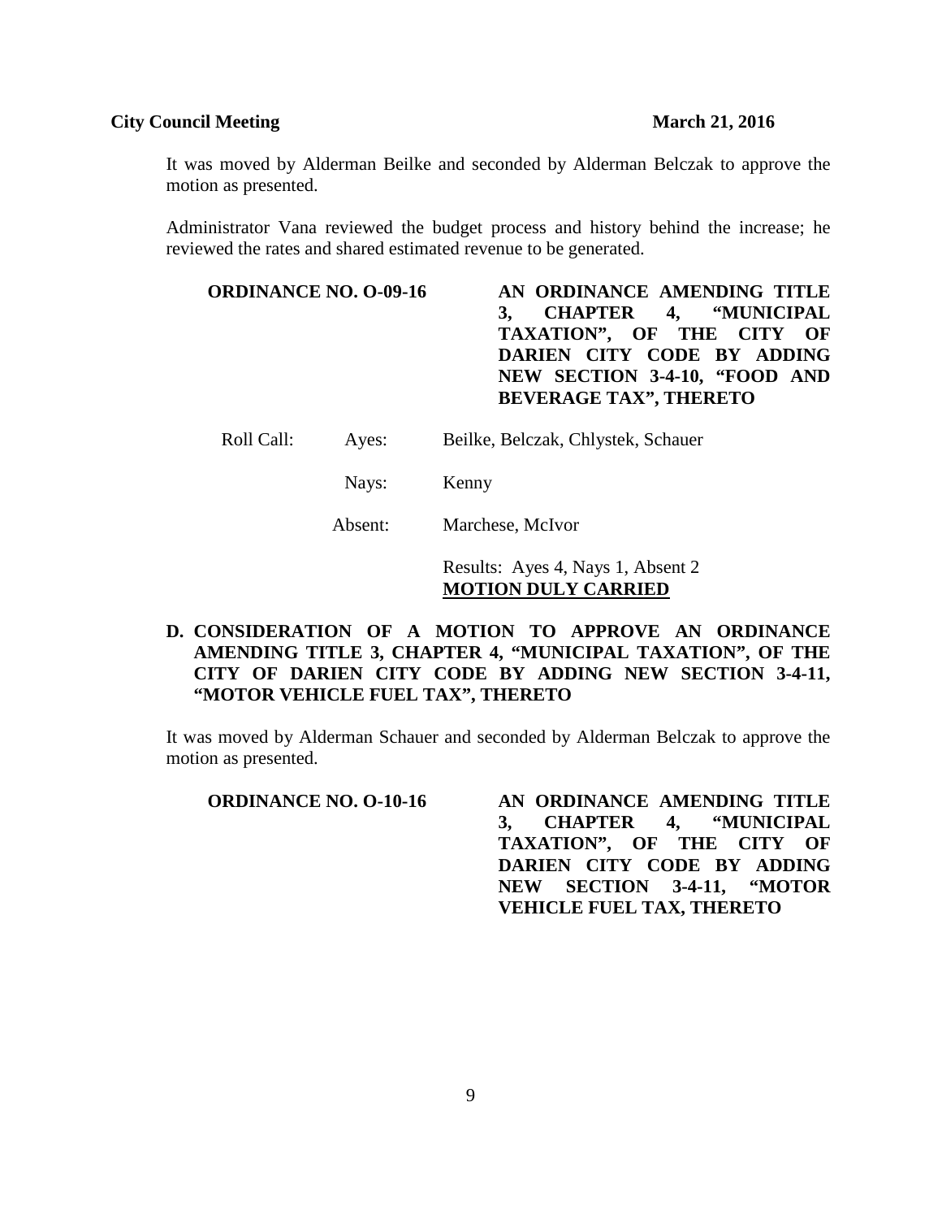It was moved by Alderman Beilke and seconded by Alderman Belczak to approve the motion as presented.

Administrator Vana reviewed the budget process and history behind the increase; he reviewed the rates and shared estimated revenue to be generated.

**ORDINANCE NO. O-09-16** **AN ORDINANCE AMENDING TITLE 3, CHAPTER 4, "MUNICIPAL TAXATION", OF THE CITY OF DARIEN CITY CODE BY ADDING NEW SECTION 3-4-10, "FOOD AND BEVERAGE TAX", THERETO**

| Roll Call: | Ayes: | Beilke, Belczak, Chlystek, Schauer |
|---|---|---|
| | Nays: | Kenny |
| | Absent: | Marchese, McIvor |
| | | Results: Ayes 4, Nays 1, Absent 2 |
| | | **MOTION DULY CARRIED** |

**D. CONSIDERATION OF A MOTION TO APPROVE AN ORDINANCE AMENDING TITLE 3, CHAPTER 4, "MUNICIPAL TAXATION", OF THE CITY OF DARIEN CITY CODE BY ADDING NEW SECTION 3-4-11, "MOTOR VEHICLE FUEL TAX", THERETO**

It was moved by Alderman Schauer and seconded by Alderman Belczak to approve the motion as presented.

**ORDINANCE NO. O-10-16** **AN ORDINANCE AMENDING TITLE 3, CHAPTER 4, "MUNICIPAL TAXATION", OF THE CITY OF DARIEN CITY CODE BY ADDING NEW SECTION 3-4-11, "MOTOR VEHICLE FUEL TAX, THERETO**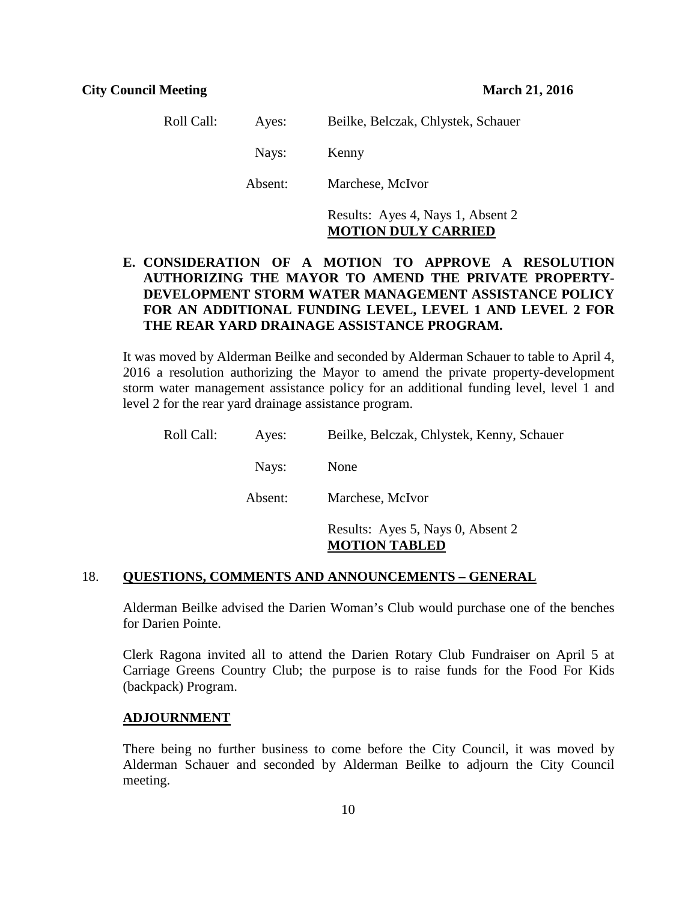| Roll Call: | Ayes: | Beilke, Belczak, Chlystek, Schauer |
| --- | --- | --- |
| | Nays: | Kenny |
| | Absent: | Marchese, McIvor |
| | | Results: Ayes 4, Nays 1, Absent 2 **MOTION DULY CARRIED** |

**E. CONSIDERATION OF A MOTION TO APPROVE A RESOLUTION AUTHORIZING THE MAYOR TO AMEND THE PRIVATE PROPERTY-DEVELOPMENT STORM WATER MANAGEMENT ASSISTANCE POLICY FOR AN ADDITIONAL FUNDING LEVEL, LEVEL 1 AND LEVEL 2 FOR THE REAR YARD DRAINAGE ASSISTANCE PROGRAM.**

It was moved by Alderman Beilke and seconded by Alderman Schauer to table to April 4, 2016 a resolution authorizing the Mayor to amend the private property-development storm water management assistance policy for an additional funding level, level 1 and level 2 for the rear yard drainage assistance program.

| Roll Call: | Ayes: | Beilke, Belczak, Chlystek, Kenny, Schauer |
| --- | --- | --- |
| | Nays: | None |
| | Absent: | Marchese, McIvor |
| | | Results: Ayes 5, Nays 0, Absent 2 **MOTION TABLED** |

## 18. QUESTIONS, COMMENTS AND ANNOUNCEMENTS – GENERAL

Alderman Beilke advised the Darien Woman's Club would purchase one of the benches for Darien Pointe.

Clerk Ragona invited all to attend the Darien Rotary Club Fundraiser on April 5 at Carriage Greens Country Club; the purpose is to raise funds for the Food For Kids (backpack) Program.

## ADJOURNMENT

There being no further business to come before the City Council, it was moved by Alderman Schauer and seconded by Alderman Beilke to adjourn the City Council meeting.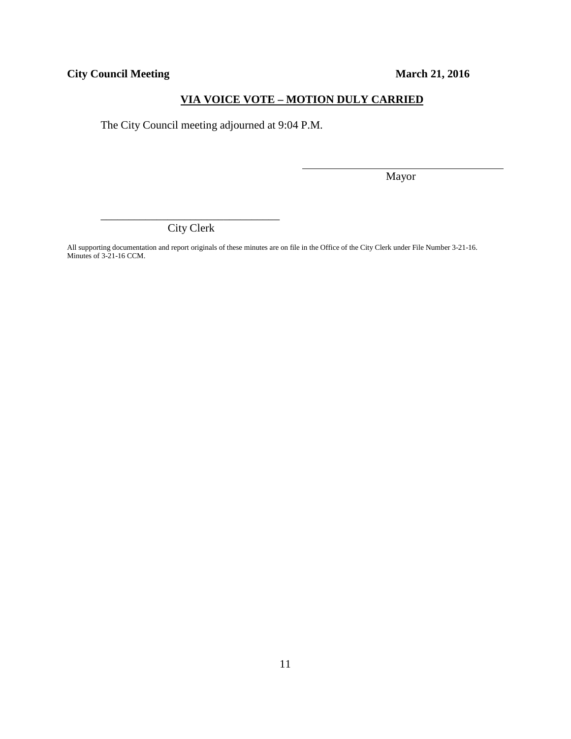**VIA VOICE VOTE – MOTION DULY CARRIED**

The City Council meeting adjourned at 9:04 P.M.

\_\_\_\_\_\_\_\_\_\_\_\_\_\_\_\_\_\_\_\_\_\_\_\_\_\_\_\_\_\_\_\_\_\_\_\_\_\_\_\_

Mayor

\_\_\_\_\_\_\_\_\_\_\_\_\_\_\_\_\_\_\_\_\_\_\_\_\_\_\_\_\_\_\_\_\_\_\_\_

City Clerk

All supporting documentation and report originals of these minutes are on file in the Office of the City Clerk under File Number 3-21-16.
Minutes of 3-21-16 CCM.